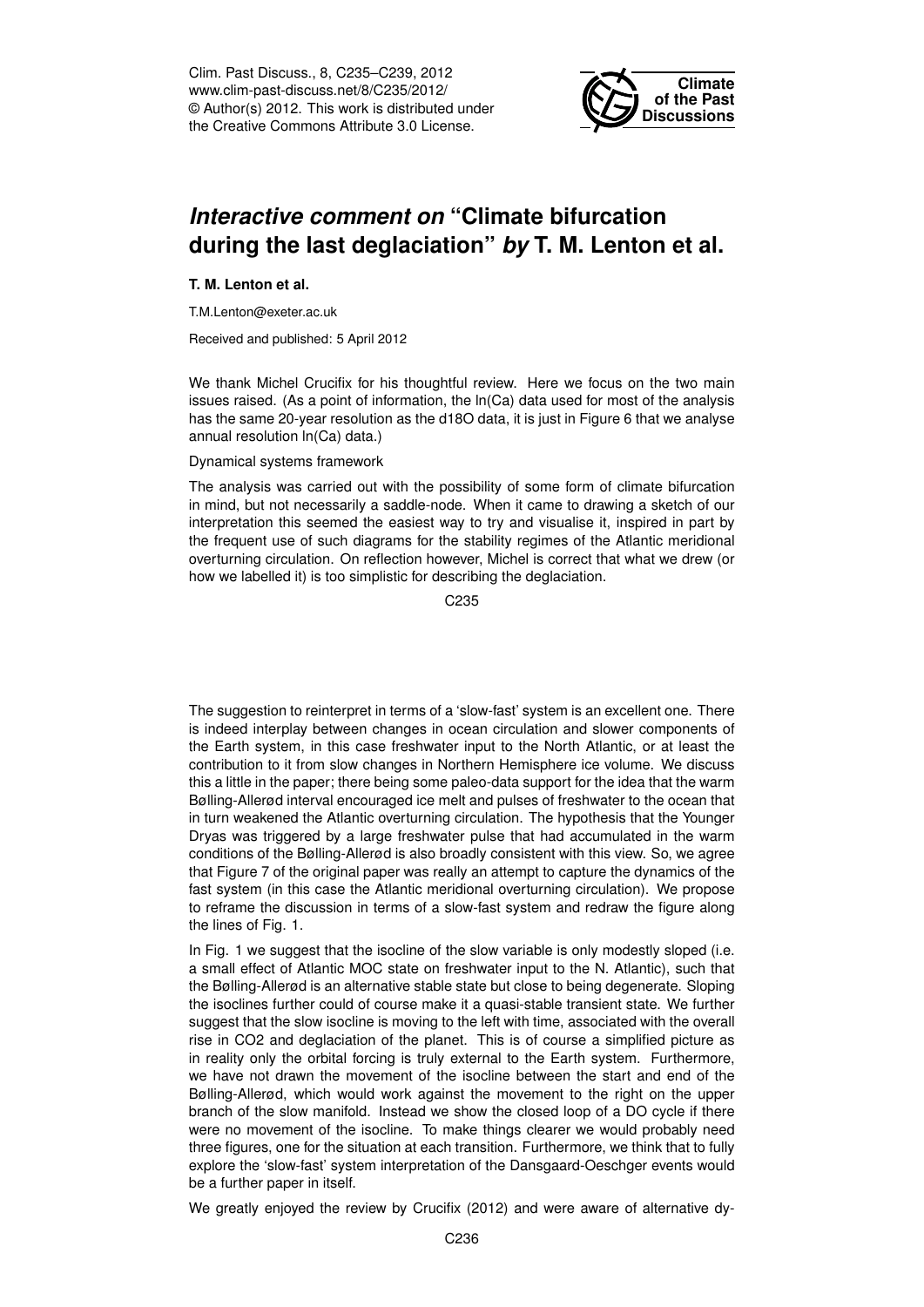Clim. Past Discuss., 8, C235–C239, 2012
www.clim-past-discuss.net/8/C235/2012/
© Author(s) 2012. This work is distributed under the Creative Commons Attribute 3.0 License.

# *Interactive comment on* "Climate bifurcation during the last deglaciation" *by* T. M. Lenton et al.

**T. M. Lenton et al.**

T.M.Lenton@exeter.ac.uk

Received and published: 5 April 2012

We thank Michel Crucifix for his thoughtful review. Here we focus on the two main issues raised. (As a point of information, the ln(Ca) data used for most of the analysis has the same 20-year resolution as the d18O data, it is just in Figure 6 that we analyse annual resolution ln(Ca) data.)

Dynamical systems framework

The analysis was carried out with the possibility of some form of climate bifurcation in mind, but not necessarily a saddle-node. When it came to drawing a sketch of our interpretation this seemed the easiest way to try and visualise it, inspired in part by the frequent use of such diagrams for the stability regimes of the Atlantic meridional overturning circulation. On reflection however, Michel is correct that what we drew (or how we labelled it) is too simplistic for describing the deglaciation.

The suggestion to reinterpret in terms of a 'slow-fast' system is an excellent one. There is indeed interplay between changes in ocean circulation and slower components of the Earth system, in this case freshwater input to the North Atlantic, or at least the contribution to it from slow changes in Northern Hemisphere ice volume. We discuss this a little in the paper; there being some paleo-data support for the idea that the warm Bølling-Allerød interval encouraged ice melt and pulses of freshwater to the ocean that in turn weakened the Atlantic overturning circulation. The hypothesis that the Younger Dryas was triggered by a large freshwater pulse that had accumulated in the warm conditions of the Bølling-Allerød is also broadly consistent with this view. So, we agree that Figure 7 of the original paper was really an attempt to capture the dynamics of the fast system (in this case the Atlantic meridional overturning circulation). We propose to reframe the discussion in terms of a slow-fast system and redraw the figure along the lines of Fig. 1.

In Fig. 1 we suggest that the isocline of the slow variable is only modestly sloped (i.e. a small effect of Atlantic MOC state on freshwater input to the N. Atlantic), such that the Bølling-Allerød is an alternative stable state but close to being degenerate. Sloping the isoclines further could of course make it a quasi-stable transient state. We further suggest that the slow isocline is moving to the left with time, associated with the overall rise in CO2 and deglaciation of the planet. This is of course a simplified picture as in reality only the orbital forcing is truly external to the Earth system. Furthermore, we have not drawn the movement of the isocline between the start and end of the Bølling-Allerød, which would work against the movement to the right on the upper branch of the slow manifold. Instead we show the closed loop of a DO cycle if there were no movement of the isocline. To make things clearer we would probably need three figures, one for the situation at each transition. Furthermore, we think that to fully explore the 'slow-fast' system interpretation of the Dansgaard-Oeschger events would be a further paper in itself.

We greatly enjoyed the review by Crucifix (2012) and were aware of alternative dy-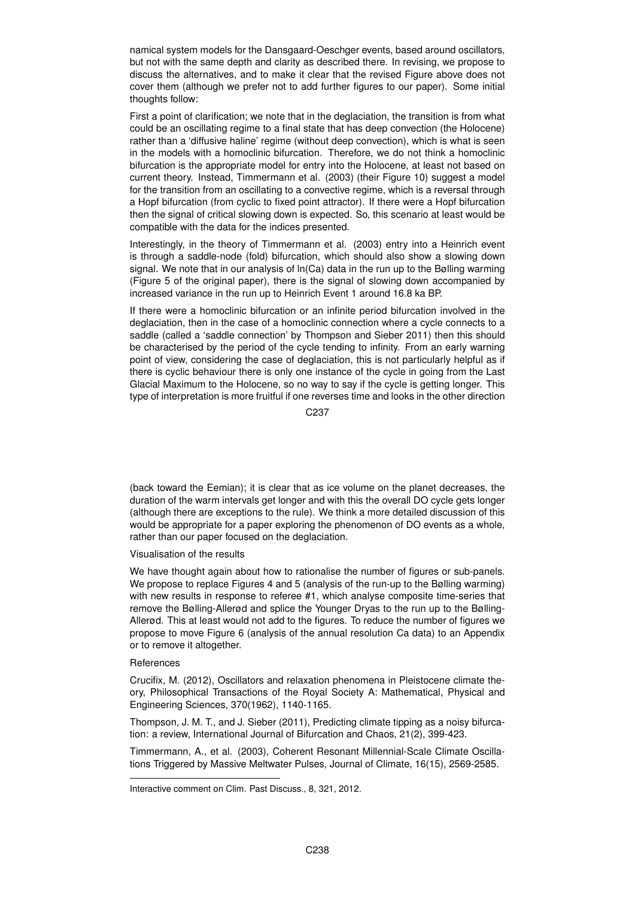namical system models for the Dansgaard-Oeschger events, based around oscillators, but not with the same depth and clarity as described there. In revising, we propose to discuss the alternatives, and to make it clear that the revised Figure above does not cover them (although we prefer not to add further figures to our paper). Some initial thoughts follow:

First a point of clarification; we note that in the deglaciation, the transition is from what could be an oscillating regime to a final state that has deep convection (the Holocene) rather than a 'diffusive haline' regime (without deep convection), which is what is seen in the models with a homoclinic bifurcation. Therefore, we do not think a homoclinic bifurcation is the appropriate model for entry into the Holocene, at least not based on current theory. Instead, Timmermann et al. (2003) (their Figure 10) suggest a model for the transition from an oscillating to a convective regime, which is a reversal through a Hopf bifurcation (from cyclic to fixed point attractor). If there were a Hopf bifurcation then the signal of critical slowing down is expected. So, this scenario at least would be compatible with the data for the indices presented.

Interestingly, in the theory of Timmermann et al. (2003) entry into a Heinrich event is through a saddle-node (fold) bifurcation, which should also show a slowing down signal. We note that in our analysis of ln(Ca) data in the run up to the Bølling warming (Figure 5 of the original paper), there is the signal of slowing down accompanied by increased variance in the run up to Heinrich Event 1 around 16.8 ka BP.

If there were a homoclinic bifurcation or an infinite period bifurcation involved in the deglaciation, then in the case of a homoclinic connection where a cycle connects to a saddle (called a 'saddle connection' by Thompson and Sieber 2011) then this should be characterised by the period of the cycle tending to infinity. From an early warning point of view, considering the case of deglaciation, this is not particularly helpful as if there is cyclic behaviour there is only one instance of the cycle in going from the Last Glacial Maximum to the Holocene, so no way to say if the cycle is getting longer. This type of interpretation is more fruitful if one reverses time and looks in the other direction (back toward the Eemian); it is clear that as ice volume on the planet decreases, the duration of the warm intervals get longer and with this the overall DO cycle gets longer (although there are exceptions to the rule). We think a more detailed discussion of this would be appropriate for a paper exploring the phenomenon of DO events as a whole, rather than our paper focused on the deglaciation.

Visualisation of the results

We have thought again about how to rationalise the number of figures or sub-panels. We propose to replace Figures 4 and 5 (analysis of the run-up to the Bølling warming) with new results in response to referee #1, which analyse composite time-series that remove the Bølling-Allerød and splice the Younger Dryas to the run up to the Bølling-Allerød. This at least would not add to the figures. To reduce the number of figures we propose to move Figure 6 (analysis of the annual resolution Ca data) to an Appendix or to remove it altogether.

References

Crucifix, M. (2012), Oscillators and relaxation phenomena in Pleistocene climate theory, Philosophical Transactions of the Royal Society A: Mathematical, Physical and Engineering Sciences, 370(1962), 1140-1165.

Thompson, J. M. T., and J. Sieber (2011), Predicting climate tipping as a noisy bifurcation: a review, International Journal of Bifurcation and Chaos, 21(2), 399-423.

Timmermann, A., et al. (2003), Coherent Resonant Millennial-Scale Climate Oscillations Triggered by Massive Meltwater Pulses, Journal of Climate, 16(15), 2569-2585.

Interactive comment on Clim. Past Discuss., 8, 321, 2012.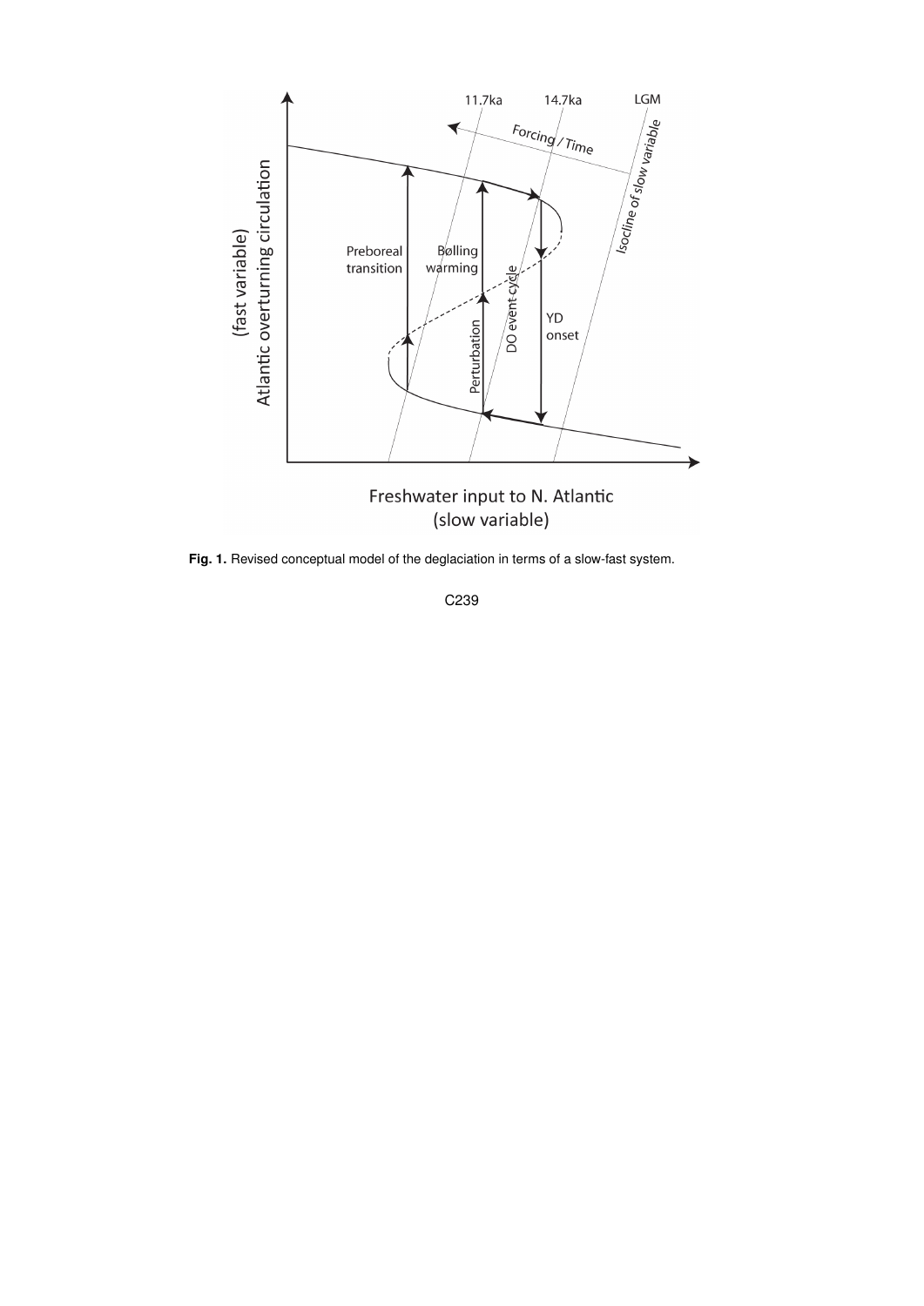Atlantic overturning circulation
(fast variable)

11.7ka
14.7ka
LGM

Forcing / Time

Isocline of slow variable

Preboreal transition

Bølling warming

Perturbation

DO event cycle

YD onset

Freshwater input to N. Atlantic
(slow variable)

**Fig. 1.** Revised conceptual model of the deglaciation in terms of a slow-fast system.